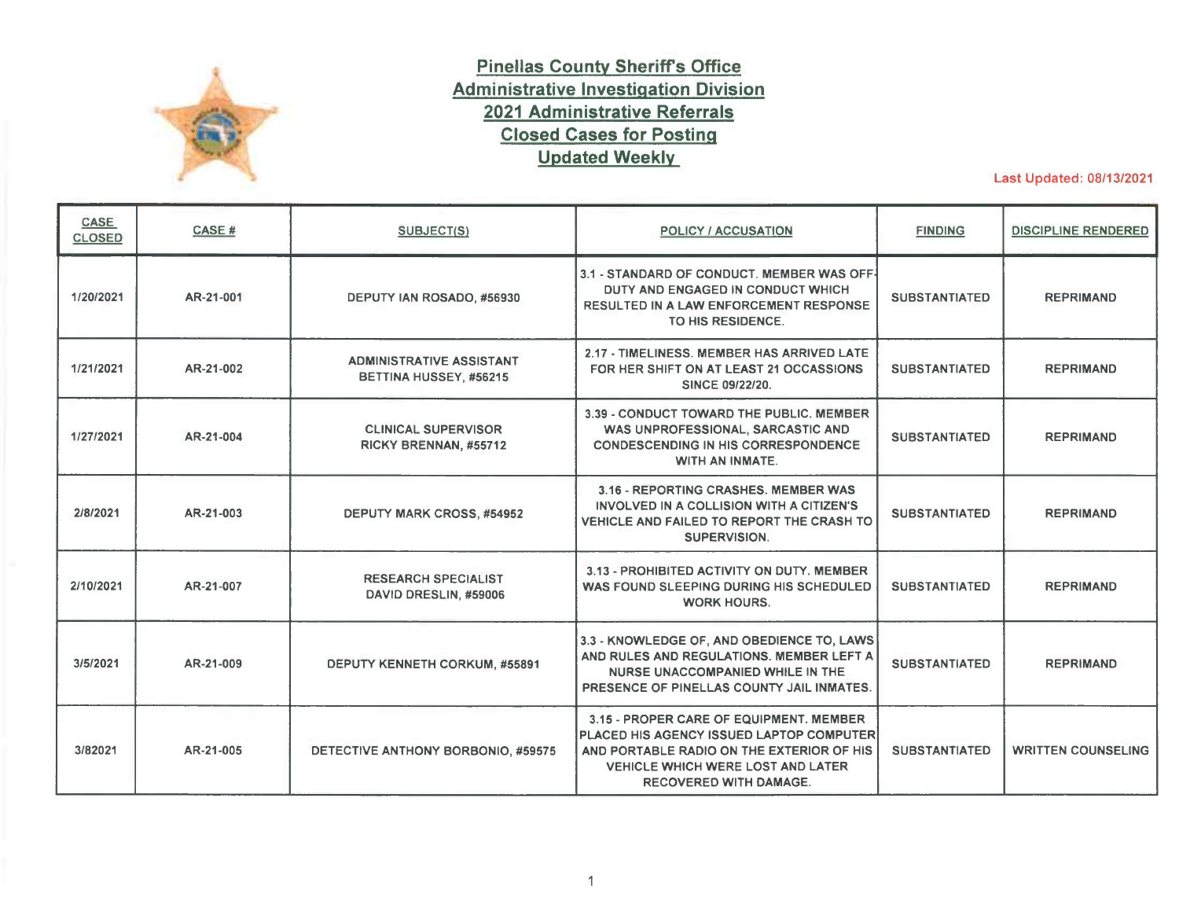# Pinellas County Sheriff's Office
## Administrative Investigation Division
## 2021 Administrative Referrals
## Closed Cases for Posting
## Updated Weekly

Last Updated: 08/13/2021

| CASE CLOSED | CASE # | SUBJECT(S) | POLICY / ACCUSATION | FINDING | DISCIPLINE RENDERED |
|---|---|---|---|---|---|
| 1/20/2021 | AR-21-001 | DEPUTY IAN ROSADO, #56930 | 3.1 - STANDARD OF CONDUCT. MEMBER WAS OFF-DUTY AND ENGAGED IN CONDUCT WHICH RESULTED IN A LAW ENFORCEMENT RESPONSE TO HIS RESIDENCE. | SUBSTANTIATED | REPRIMAND |
| 1/21/2021 | AR-21-002 | ADMINISTRATIVE ASSISTANT BETTINA HUSSEY, #56215 | 2.17 - TIMELINESS. MEMBER HAS ARRIVED LATE FOR HER SHIFT ON AT LEAST 21 OCCASSIONS SINCE 09/22/20. | SUBSTANTIATED | REPRIMAND |
| 1/27/2021 | AR-21-004 | CLINICAL SUPERVISOR RICKY BRENNAN, #55712 | 3.39 - CONDUCT TOWARD THE PUBLIC. MEMBER WAS UNPROFESSIONAL, SARCASTIC AND CONDESCENDING IN HIS CORRESPONDENCE WITH AN INMATE. | SUBSTANTIATED | REPRIMAND |
| 2/8/2021 | AR-21-003 | DEPUTY MARK CROSS, #54952 | 3.16 - REPORTING CRASHES. MEMBER WAS INVOLVED IN A COLLISION WITH A CITIZEN'S VEHICLE AND FAILED TO REPORT THE CRASH TO SUPERVISION. | SUBSTANTIATED | REPRIMAND |
| 2/10/2021 | AR-21-007 | RESEARCH SPECIALIST DAVID DRESLIN, #59006 | 3.13 - PROHIBITED ACTIVITY ON DUTY. MEMBER WAS FOUND SLEEPING DURING HIS SCHEDULED WORK HOURS. | SUBSTANTIATED | REPRIMAND |
| 3/5/2021 | AR-21-009 | DEPUTY KENNETH CORKUM, #55891 | 3.3 - KNOWLEDGE OF, AND OBEDIENCE TO, LAWS AND RULES AND REGULATIONS. MEMBER LEFT A NURSE UNACCOMPANIED WHILE IN THE PRESENCE OF PINELLAS COUNTY JAIL INMATES. | SUBSTANTIATED | REPRIMAND |
| 3/82021 | AR-21-005 | DETECTIVE ANTHONY BORBONIO, #59575 | 3.15 - PROPER CARE OF EQUIPMENT. MEMBER PLACED HIS AGENCY ISSUED LAPTOP COMPUTER AND PORTABLE RADIO ON THE EXTERIOR OF HIS VEHICLE WHICH WERE LOST AND LATER RECOVERED WITH DAMAGE. | SUBSTANTIATED | WRITTEN COUNSELING |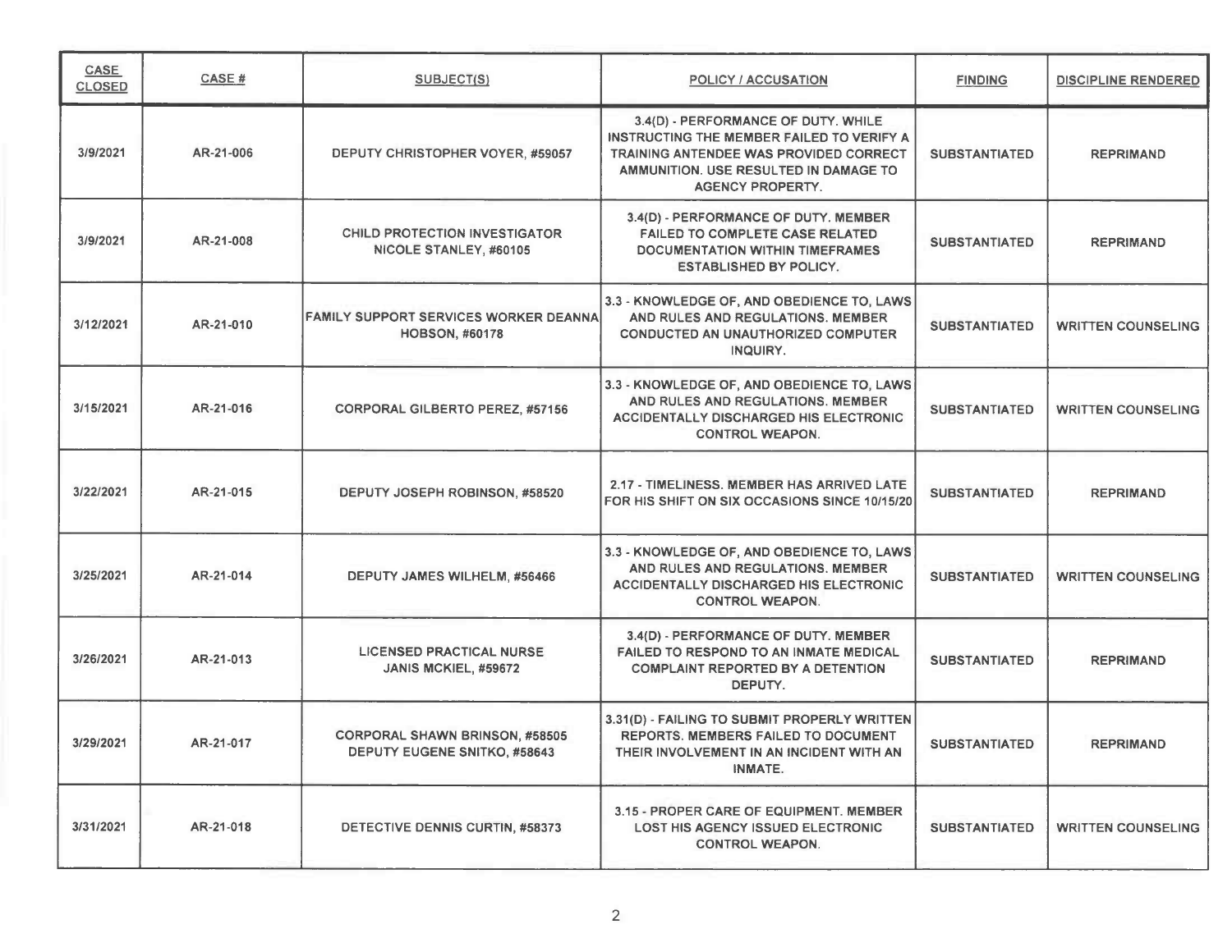| CASE CLOSED | CASE # | SUBJECT(S) | POLICY / ACCUSATION | FINDING | DISCIPLINE RENDERED |
|---|---|---|---|---|---|
| 3/9/2021 | AR-21-006 | DEPUTY CHRISTOPHER VOYER, #59057 | 3.4(D) - PERFORMANCE OF DUTY. WHILE INSTRUCTING THE MEMBER FAILED TO VERIFY A TRAINING ANTENDEE WAS PROVIDED CORRECT AMMUNITION. USE RESULTED IN DAMAGE TO AGENCY PROPERTY. | SUBSTANTIATED | REPRIMAND |
| 3/9/2021 | AR-21-008 | CHILD PROTECTION INVESTIGATOR NICOLE STANLEY, #60105 | 3.4(D) - PERFORMANCE OF DUTY. MEMBER FAILED TO COMPLETE CASE RELATED DOCUMENTATION WITHIN TIMEFRAMES ESTABLISHED BY POLICY. | SUBSTANTIATED | REPRIMAND |
| 3/12/2021 | AR-21-010 | FAMILY SUPPORT SERVICES WORKER DEANNA HOBSON, #60178 | 3.3 - KNOWLEDGE OF, AND OBEDIENCE TO, LAWS AND RULES AND REGULATIONS. MEMBER CONDUCTED AN UNAUTHORIZED COMPUTER INQUIRY. | SUBSTANTIATED | WRITTEN COUNSELING |
| 3/15/2021 | AR-21-016 | CORPORAL GILBERTO PEREZ, #57156 | 3.3 - KNOWLEDGE OF, AND OBEDIENCE TO, LAWS AND RULES AND REGULATIONS. MEMBER ACCIDENTALLY DISCHARGED HIS ELECTRONIC CONTROL WEAPON. | SUBSTANTIATED | WRITTEN COUNSELING |
| 3/22/2021 | AR-21-015 | DEPUTY JOSEPH ROBINSON, #58520 | 2.17 - TIMELINESS. MEMBER HAS ARRIVED LATE FOR HIS SHIFT ON SIX OCCASIONS SINCE 10/15/20 | SUBSTANTIATED | REPRIMAND |
| 3/25/2021 | AR-21-014 | DEPUTY JAMES WILHELM, #56466 | 3.3 - KNOWLEDGE OF, AND OBEDIENCE TO, LAWS AND RULES AND REGULATIONS. MEMBER ACCIDENTALLY DISCHARGED HIS ELECTRONIC CONTROL WEAPON. | SUBSTANTIATED | WRITTEN COUNSELING |
| 3/26/2021 | AR-21-013 | LICENSED PRACTICAL NURSE JANIS MCKIEL, #59672 | 3.4(D) - PERFORMANCE OF DUTY. MEMBER FAILED TO RESPOND TO AN INMATE MEDICAL COMPLAINT REPORTED BY A DETENTION DEPUTY. | SUBSTANTIATED | REPRIMAND |
| 3/29/2021 | AR-21-017 | CORPORAL SHAWN BRINSON, #58505<br>DEPUTY EUGENE SNITKO, #58643 | 3.31(D) - FAILING TO SUBMIT PROPERLY WRITTEN REPORTS. MEMBERS FAILED TO DOCUMENT THEIR INVOLVEMENT IN AN INCIDENT WITH AN INMATE. | SUBSTANTIATED | REPRIMAND |
| 3/31/2021 | AR-21-018 | DETECTIVE DENNIS CURTIN, #58373 | 3.15 - PROPER CARE OF EQUIPMENT. MEMBER LOST HIS AGENCY ISSUED ELECTRONIC CONTROL WEAPON. | SUBSTANTIATED | WRITTEN COUNSELING |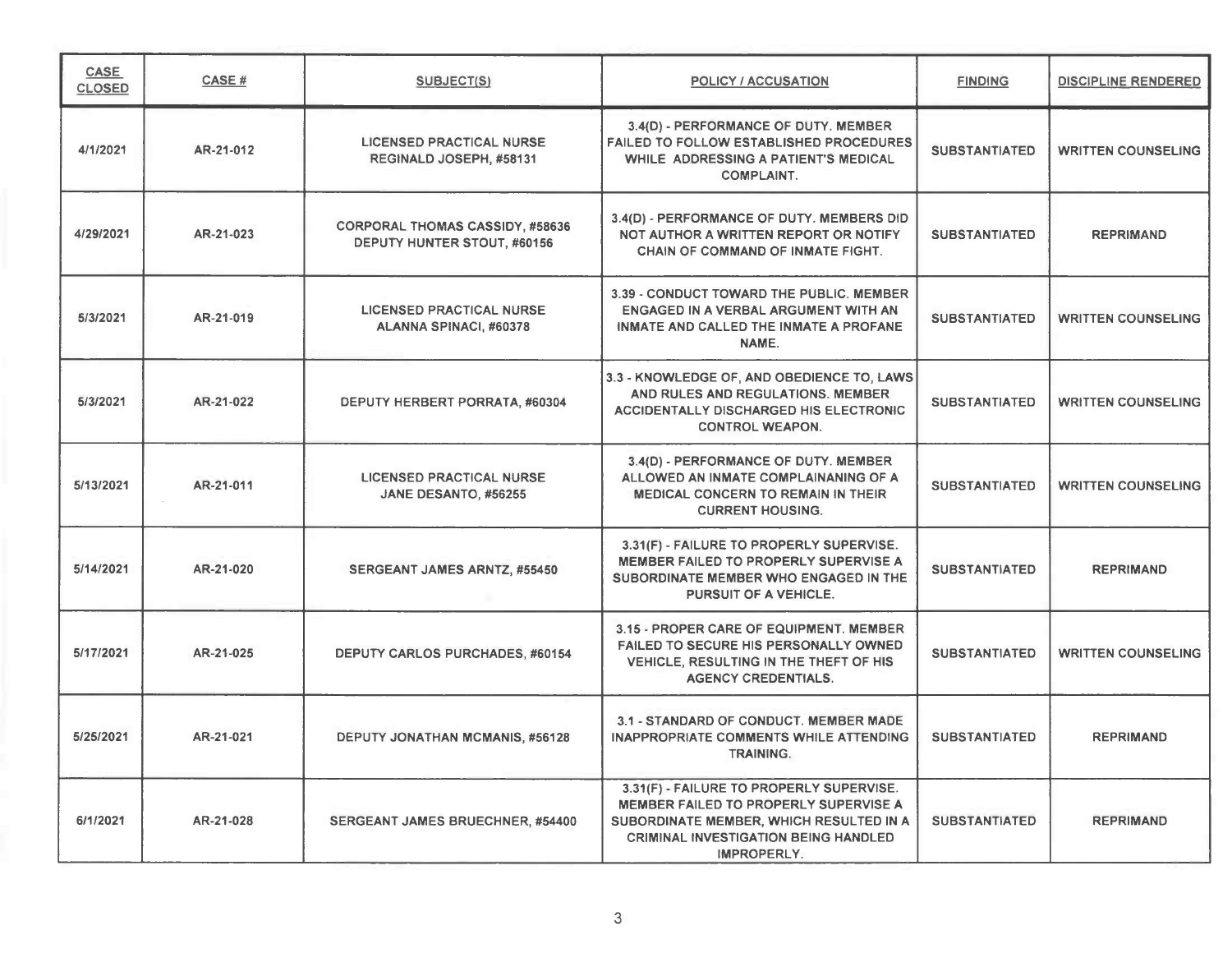| CASE CLOSED | CASE # | SUBJECT(S) | POLICY / ACCUSATION | FINDING | DISCIPLINE RENDERED |
|---|---|---|---|---|---|
| 4/1/2021 | AR-21-012 | LICENSED PRACTICAL NURSE REGINALD JOSEPH, #58131 | 3.4(D) - PERFORMANCE OF DUTY. MEMBER FAILED TO FOLLOW ESTABLISHED PROCEDURES WHILE ADDRESSING A PATIENT'S MEDICAL COMPLAINT. | SUBSTANTIATED | WRITTEN COUNSELING |
| 4/29/2021 | AR-21-023 | CORPORAL THOMAS CASSIDY, #58636 DEPUTY HUNTER STOUT, #60156 | 3.4(D) - PERFORMANCE OF DUTY. MEMBERS DID NOT AUTHOR A WRITTEN REPORT OR NOTIFY CHAIN OF COMMAND OF INMATE FIGHT. | SUBSTANTIATED | REPRIMAND |
| 5/3/2021 | AR-21-019 | LICENSED PRACTICAL NURSE ALANNA SPINACI, #60378 | 3.39 - CONDUCT TOWARD THE PUBLIC. MEMBER ENGAGED IN A VERBAL ARGUMENT WITH AN INMATE AND CALLED THE INMATE A PROFANE NAME. | SUBSTANTIATED | WRITTEN COUNSELING |
| 5/3/2021 | AR-21-022 | DEPUTY HERBERT PORRATA, #60304 | 3.3 - KNOWLEDGE OF, AND OBEDIENCE TO, LAWS AND RULES AND REGULATIONS. MEMBER ACCIDENTALLY DISCHARGED HIS ELECTRONIC CONTROL WEAPON. | SUBSTANTIATED | WRITTEN COUNSELING |
| 5/13/2021 | AR-21-011 | LICENSED PRACTICAL NURSE JANE DESANTO, #56255 | 3.4(D) - PERFORMANCE OF DUTY. MEMBER ALLOWED AN INMATE COMPLAINANING OF A MEDICAL CONCERN TO REMAIN IN THEIR CURRENT HOUSING. | SUBSTANTIATED | WRITTEN COUNSELING |
| 5/14/2021 | AR-21-020 | SERGEANT JAMES ARNTZ, #55450 | 3.31(F) - FAILURE TO PROPERLY SUPERVISE. MEMBER FAILED TO PROPERLY SUPERVISE A SUBORDINATE MEMBER WHO ENGAGED IN THE PURSUIT OF A VEHICLE. | SUBSTANTIATED | REPRIMAND |
| 5/17/2021 | AR-21-025 | DEPUTY CARLOS PURCHADES, #60154 | 3.15 - PROPER CARE OF EQUIPMENT. MEMBER FAILED TO SECURE HIS PERSONALLY OWNED VEHICLE, RESULTING IN THE THEFT OF HIS AGENCY CREDENTIALS. | SUBSTANTIATED | WRITTEN COUNSELING |
| 5/25/2021 | AR-21-021 | DEPUTY JONATHAN MCMANIS, #56128 | 3.1 - STANDARD OF CONDUCT. MEMBER MADE INAPPROPRIATE COMMENTS WHILE ATTENDING TRAINING. | SUBSTANTIATED | REPRIMAND |
| 6/1/2021 | AR-21-028 | SERGEANT JAMES BRUECHNER, #54400 | 3.31(F) - FAILURE TO PROPERLY SUPERVISE. MEMBER FAILED TO PROPERLY SUPERVISE A SUBORDINATE MEMBER, WHICH RESULTED IN A CRIMINAL INVESTIGATION BEING HANDLED IMPROPERLY. | SUBSTANTIATED | REPRIMAND |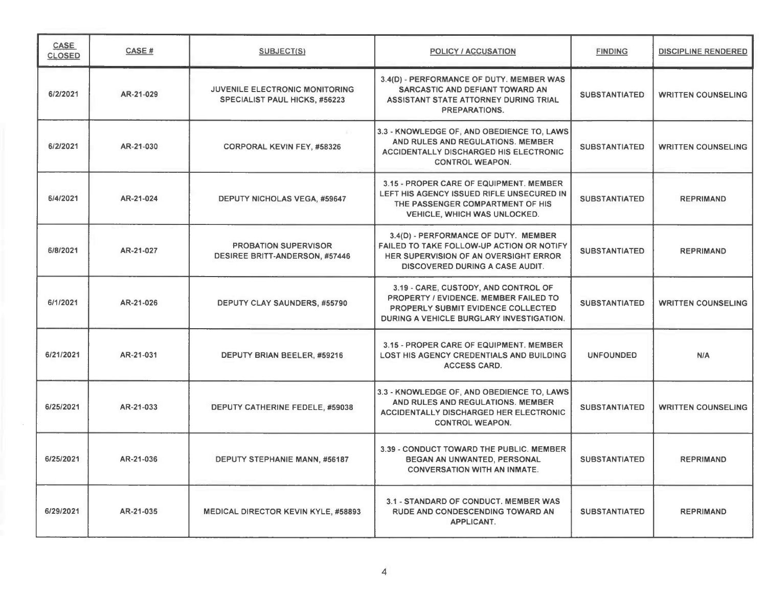| CASE CLOSED | CASE # | SUBJECT(S) | POLICY / ACCUSATION | FINDING | DISCIPLINE RENDERED |
|---|---|---|---|---|---|
| 6/2/2021 | AR-21-029 | JUVENILE ELECTRONIC MONITORING SPECIALIST PAUL HICKS, #56223 | 3.4(D) - PERFORMANCE OF DUTY. MEMBER WAS SARCASTIC AND DEFIANT TOWARD AN ASSISTANT STATE ATTORNEY DURING TRIAL PREPARATIONS. | SUBSTANTIATED | WRITTEN COUNSELING |
| 6/2/2021 | AR-21-030 | CORPORAL KEVIN FEY, #58326 | 3.3 - KNOWLEDGE OF, AND OBEDIENCE TO, LAWS AND RULES AND REGULATIONS. MEMBER ACCIDENTALLY DISCHARGED HIS ELECTRONIC CONTROL WEAPON. | SUBSTANTIATED | WRITTEN COUNSELING |
| 6/4/2021 | AR-21-024 | DEPUTY NICHOLAS VEGA, #59647 | 3.15 - PROPER CARE OF EQUIPMENT. MEMBER LEFT HIS AGENCY ISSUED RIFLE UNSECURED IN THE PASSENGER COMPARTMENT OF HIS VEHICLE, WHICH WAS UNLOCKED. | SUBSTANTIATED | REPRIMAND |
| 6/8/2021 | AR-21-027 | PROBATION SUPERVISOR DESIREE BRITT-ANDERSON, #57446 | 3.4(D) - PERFORMANCE OF DUTY. MEMBER FAILED TO TAKE FOLLOW-UP ACTION OR NOTIFY HER SUPERVISION OF AN OVERSIGHT ERROR DISCOVERED DURING A CASE AUDIT. | SUBSTANTIATED | REPRIMAND |
| 6/1/2021 | AR-21-026 | DEPUTY CLAY SAUNDERS, #55790 | 3.19 - CARE, CUSTODY, AND CONTROL OF PROPERTY / EVIDENCE. MEMBER FAILED TO PROPERLY SUBMIT EVIDENCE COLLECTED DURING A VEHICLE BURGLARY INVESTIGATION. | SUBSTANTIATED | WRITTEN COUNSELING |
| 6/21/2021 | AR-21-031 | DEPUTY BRIAN BEELER, #59216 | 3.15 - PROPER CARE OF EQUIPMENT. MEMBER LOST HIS AGENCY CREDENTIALS AND BUILDING ACCESS CARD. | UNFOUNDED | N/A |
| 6/25/2021 | AR-21-033 | DEPUTY CATHERINE FEDELE, #59038 | 3.3 - KNOWLEDGE OF, AND OBEDIENCE TO, LAWS AND RULES AND REGULATIONS. MEMBER ACCIDENTALLY DISCHARGED HER ELECTRONIC CONTROL WEAPON. | SUBSTANTIATED | WRITTEN COUNSELING |
| 6/25/2021 | AR-21-036 | DEPUTY STEPHANIE MANN, #56187 | 3.39 - CONDUCT TOWARD THE PUBLIC. MEMBER BEGAN AN UNWANTED, PERSONAL CONVERSATION WITH AN INMATE. | SUBSTANTIATED | REPRIMAND |
| 6/29/2021 | AR-21-035 | MEDICAL DIRECTOR KEVIN KYLE, #58893 | 3.1 - STANDARD OF CONDUCT. MEMBER WAS RUDE AND CONDESCENDING TOWARD AN APPLICANT. | SUBSTANTIATED | REPRIMAND |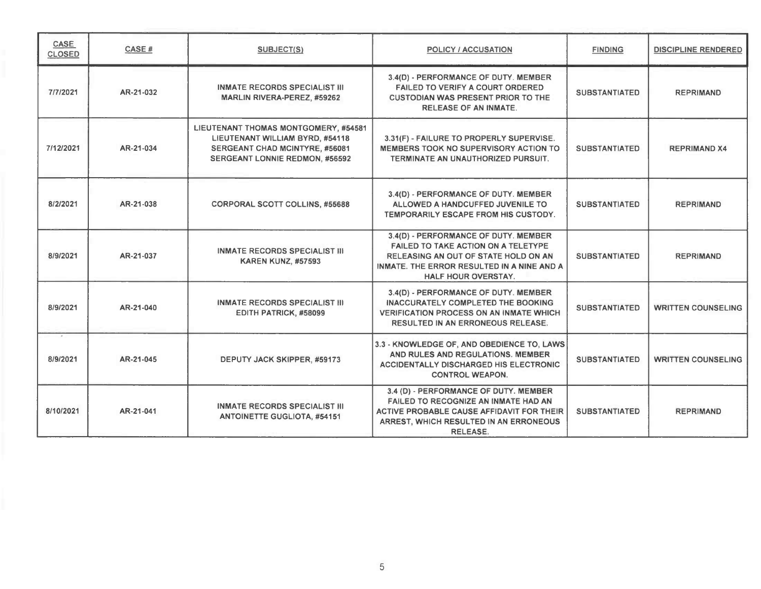| CASE CLOSED | CASE # | SUBJECT(S) | POLICY / ACCUSATION | FINDING | DISCIPLINE RENDERED |
| --- | --- | --- | --- | --- | --- |
| 7/7/2021 | AR-21-032 | INMATE RECORDS SPECIALIST III MARLIN RIVERA-PEREZ, #59262 | 3.4(D) - PERFORMANCE OF DUTY. MEMBER FAILED TO VERIFY A COURT ORDERED CUSTODIAN WAS PRESENT PRIOR TO THE RELEASE OF AN INMATE. | SUBSTANTIATED | REPRIMAND |
| 7/12/2021 | AR-21-034 | LIEUTENANT THOMAS MONTGOMERY, #54581<br>LIEUTENANT WILLIAM BYRD, #54118<br>SERGEANT CHAD MCINTYRE, #56081<br>SERGEANT LONNIE REDMON, #56592 | 3.31(F) - FAILURE TO PROPERLY SUPERVISE. MEMBERS TOOK NO SUPERVISORY ACTION TO TERMINATE AN UNAUTHORIZED PURSUIT. | SUBSTANTIATED | REPRIMAND X4 |
| 8/2/2021 | AR-21-038 | CORPORAL SCOTT COLLINS, #55688 | 3.4(D) - PERFORMANCE OF DUTY. MEMBER ALLOWED A HANDCUFFED JUVENILE TO TEMPORARILY ESCAPE FROM HIS CUSTODY. | SUBSTANTIATED | REPRIMAND |
| 8/9/2021 | AR-21-037 | INMATE RECORDS SPECIALIST III KAREN KUNZ, #57593 | 3.4(D) - PERFORMANCE OF DUTY. MEMBER FAILED TO TAKE ACTION ON A TELETYPE RELEASING AN OUT OF STATE HOLD ON AN INMATE. THE ERROR RESULTED IN A NINE AND A HALF HOUR OVERSTAY. | SUBSTANTIATED | REPRIMAND |
| 8/9/2021 | AR-21-040 | INMATE RECORDS SPECIALIST III EDITH PATRICK, #58099 | 3.4(D) - PERFORMANCE OF DUTY. MEMBER INACCURATELY COMPLETED THE BOOKING VERIFICATION PROCESS ON AN INMATE WHICH RESULTED IN AN ERRONEOUS RELEASE. | SUBSTANTIATED | WRITTEN COUNSELING |
| 8/9/2021 | AR-21-045 | DEPUTY JACK SKIPPER, #59173 | 3.3 - KNOWLEDGE OF, AND OBEDIENCE TO, LAWS AND RULES AND REGULATIONS. MEMBER ACCIDENTALLY DISCHARGED HIS ELECTRONIC CONTROL WEAPON. | SUBSTANTIATED | WRITTEN COUNSELING |
| 8/10/2021 | AR-21-041 | INMATE RECORDS SPECIALIST III ANTOINETTE GUGLIOTA, #54151 | 3.4 (D) - PERFORMANCE OF DUTY. MEMBER FAILED TO RECOGNIZE AN INMATE HAD AN ACTIVE PROBABLE CAUSE AFFIDAVIT FOR THEIR ARREST, WHICH RESULTED IN AN ERRONEOUS RELEASE. | SUBSTANTIATED | REPRIMAND |